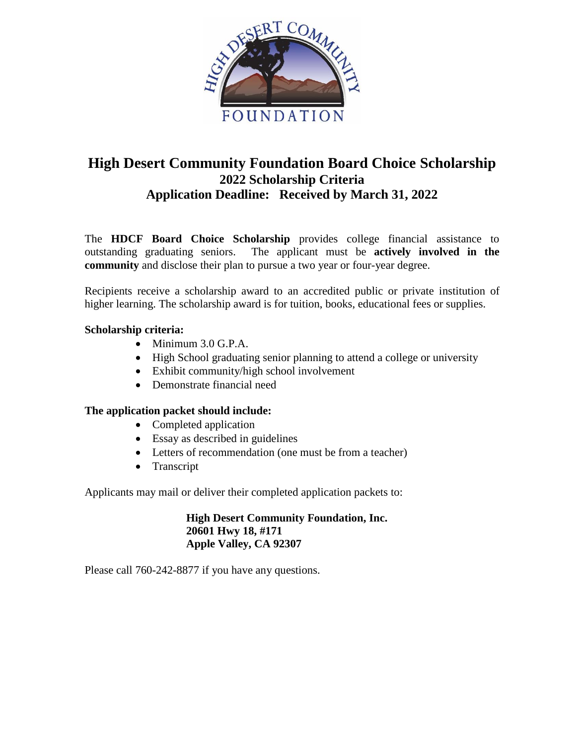# High Desert Community Foundation Board Choice Scholarship

## 2022 Scholarship Criteria

## Application Deadline: Received by March 31, 2022

The **HDCF Board Choice Scholarship** provides college financial assistance to outstanding graduating seniors. The applicant must be **actively involved in the community** and disclose their plan to pursue a two year or four-year degree.

Recipients receive a scholarship award to an accredited public or private institution of higher learning. The scholarship award is for tuition, books, educational fees or supplies.

**Scholarship criteria:**

- Minimum 3.0 G.P.A.
- High School graduating senior planning to attend a college or university
- Exhibit community/high school involvement
- Demonstrate financial need

**The application packet should include:**

- Completed application
- Essay as described in guidelines
- Letters of recommendation (one must be from a teacher)
- Transcript

Applicants may mail or deliver their completed application packets to:

**High Desert Community Foundation, Inc.**
**20601 Hwy 18, #171**
**Apple Valley, CA 92307**

Please call 760-242-8877 if you have any questions.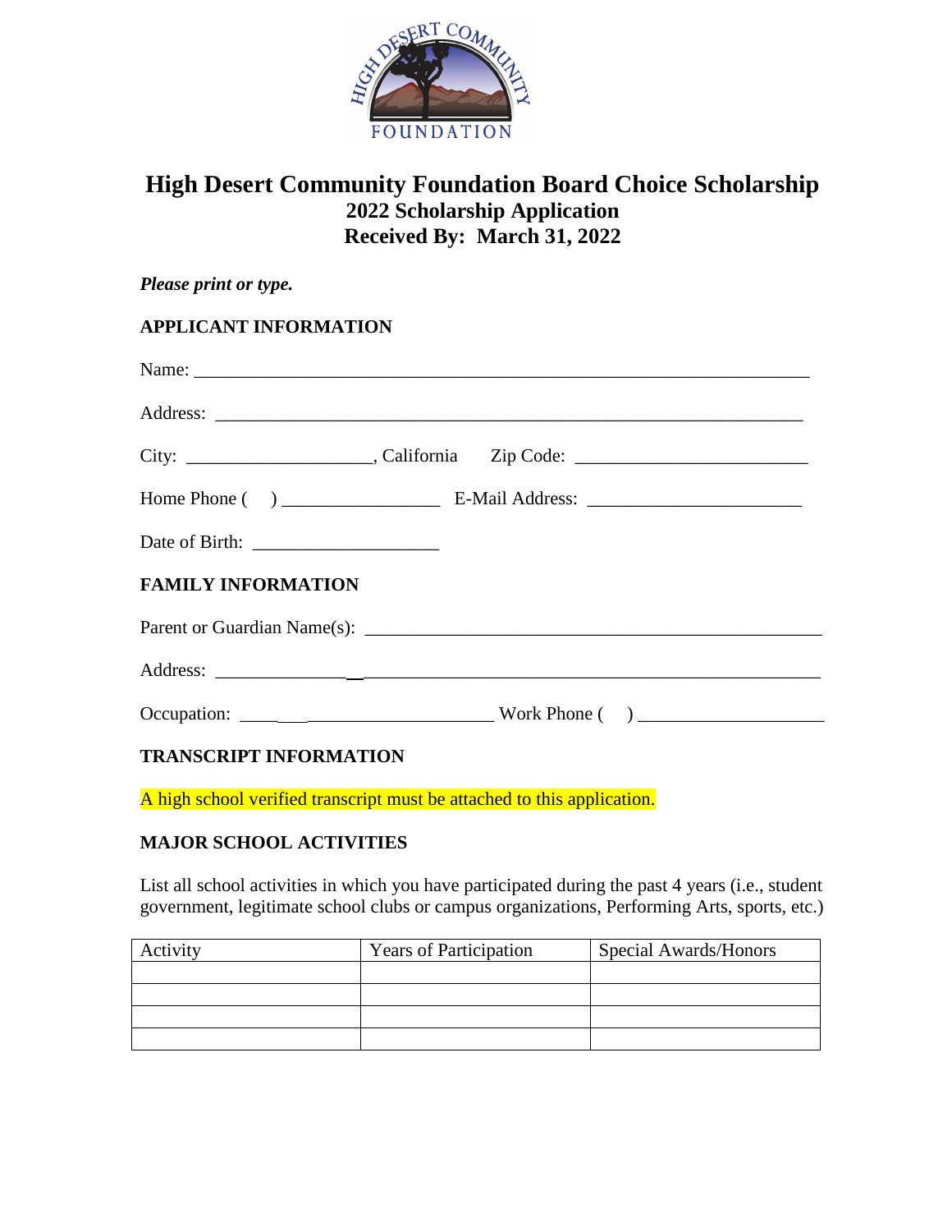# High Desert Community Foundation Board Choice Scholarship

## 2022 Scholarship Application

## Received By: March 31, 2022

***Please print or type.***

### APPLICANT INFORMATION

Name: ______________________________________________________________________

Address: ____________________________________________________________________

City: ____________________, California     Zip Code: _________________________

Home Phone (     ) _________________   E-Mail Address: _______________________

Date of Birth: ____________________

### FAMILY INFORMATION

Parent or Guardian Name(s): ___________________________________________________

Address: ____________________________________________________________________

Occupation: __________________________ Work Phone (     ) ____________________

### TRANSCRIPT INFORMATION

A high school verified transcript must be attached to this application.

### MAJOR SCHOOL ACTIVITIES

List all school activities in which you have participated during the past 4 years (i.e., student government, legitimate school clubs or campus organizations, Performing Arts, sports, etc.)

| Activity | Years of Participation | Special Awards/Honors |
|---|---|---|
| | | |
| | | |
| | | |
| | | |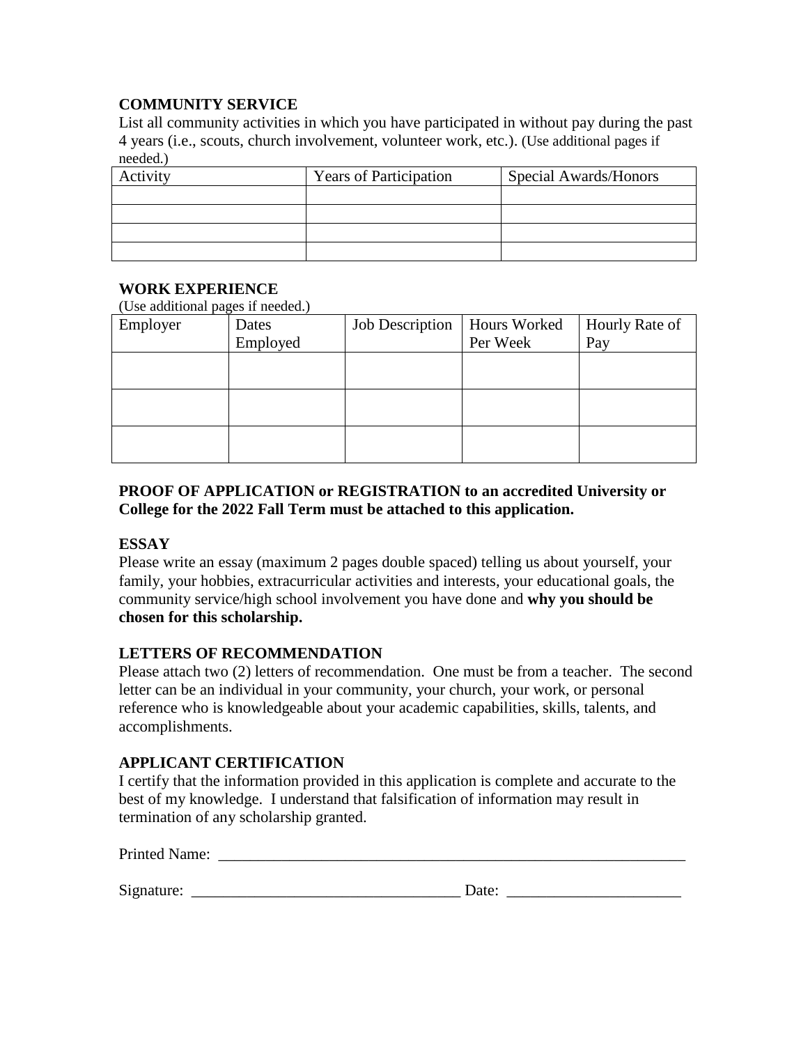**COMMUNITY SERVICE**

List all community activities in which you have participated in without pay during the past 4 years (i.e., scouts, church involvement, volunteer work, etc.). (Use additional pages if needed.)

| Activity | Years of Participation | Special Awards/Honors |
|---|---|---|
| | | |
| | | |
| | | |
| | | |

**WORK EXPERIENCE**

(Use additional pages if needed.)

| Employer | Dates Employed | Job Description | Hours Worked Per Week | Hourly Rate of Pay |
|---|---|---|---|---|
| | | | | |
| | | | | |
| | | | | |

**PROOF OF APPLICATION or REGISTRATION to an accredited University or College for the 2022 Fall Term must be attached to this application.**

**ESSAY**

Please write an essay (maximum 2 pages double spaced) telling us about yourself, your family, your hobbies, extracurricular activities and interests, your educational goals, the community service/high school involvement you have done and **why you should be chosen for this scholarship.**

**LETTERS OF RECOMMENDATION**

Please attach two (2) letters of recommendation. One must be from a teacher. The second letter can be an individual in your community, your church, your work, or personal reference who is knowledgeable about your academic capabilities, skills, talents, and accomplishments.

**APPLICANT CERTIFICATION**

I certify that the information provided in this application is complete and accurate to the best of my knowledge. I understand that falsification of information may result in termination of any scholarship granted.

Printed Name: _______________________________________________________________

Signature: __________________________________ Date: ______________________